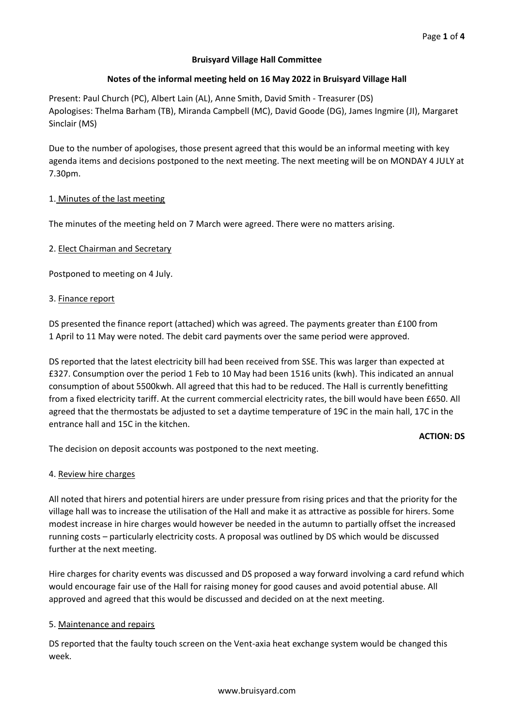**Bruisyard Village Hall Committee**

**Notes of the informal meeting held on 16 May 2022 in Bruisyard Village Hall**

Present: Paul Church (PC), Albert Lain (AL), Anne Smith, David Smith - Treasurer (DS)
Apologises: Thelma Barham (TB), Miranda Campbell (MC), David Goode (DG), James Ingmire (JI), Margaret Sinclair (MS)

Due to the number of apologises, those present agreed that this would be an informal meeting with key agenda items and decisions postponed to the next meeting. The next meeting will be on MONDAY 4 JULY at 7.30pm.

1. Minutes of the last meeting

The minutes of the meeting held on 7 March were agreed. There were no matters arising.

2. Elect Chairman and Secretary

Postponed to meeting on 4 July.

3. Finance report

DS presented the finance report (attached) which was agreed. The payments greater than £100 from 1 April to 11 May were noted. The debit card payments over the same period were approved.

DS reported that the latest electricity bill had been received from SSE. This was larger than expected at £327. Consumption over the period 1 Feb to 10 May had been 1516 units (kwh). This indicated an annual consumption of about 5500kwh. All agreed that this had to be reduced. The Hall is currently benefitting from a fixed electricity tariff. At the current commercial electricity rates, the bill would have been £650. All agreed that the thermostats be adjusted to set a daytime temperature of 19C in the main hall, 17C in the entrance hall and 15C in the kitchen.

**ACTION: DS**

The decision on deposit accounts was postponed to the next meeting.

4. Review hire charges

All noted that hirers and potential hirers are under pressure from rising prices and that the priority for the village hall was to increase the utilisation of the Hall and make it as attractive as possible for hirers. Some modest increase in hire charges would however be needed in the autumn to partially offset the increased running costs – particularly electricity costs. A proposal was outlined by DS which would be discussed further at the next meeting.

Hire charges for charity events was discussed and DS proposed a way forward involving a card refund which would encourage fair use of the Hall for raising money for good causes and avoid potential abuse. All approved and agreed that this would be discussed and decided on at the next meeting.

5. Maintenance and repairs

DS reported that the faulty touch screen on the Vent-axia heat exchange system would be changed this week.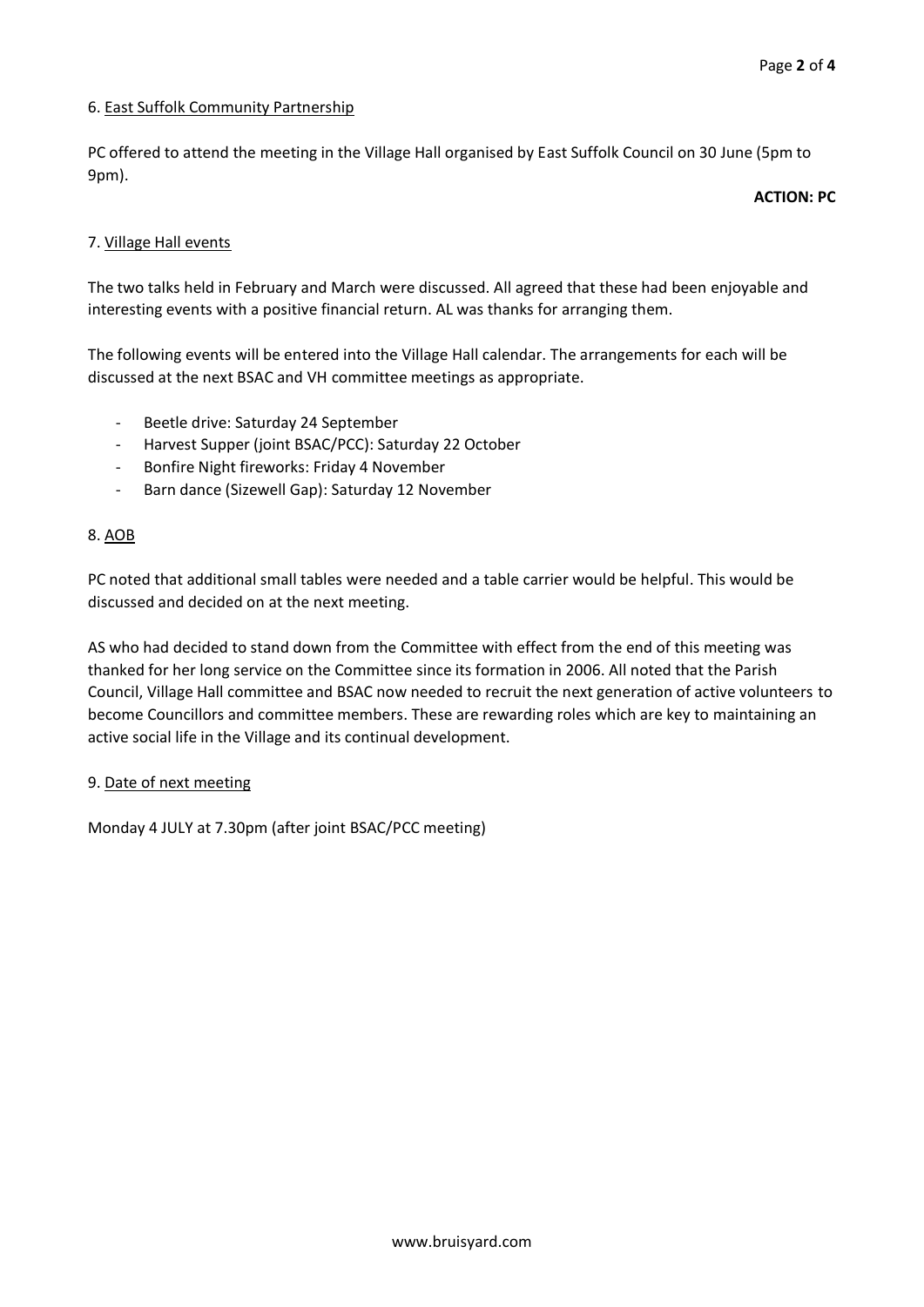6. East Suffolk Community Partnership

PC offered to attend the meeting in the Village Hall organised by East Suffolk Council on 30 June (5pm to 9pm).

**ACTION: PC**

7. Village Hall events

The two talks held in February and March were discussed. All agreed that these had been enjoyable and interesting events with a positive financial return. AL was thanks for arranging them.

The following events will be entered into the Village Hall calendar. The arrangements for each will be discussed at the next BSAC and VH committee meetings as appropriate.

- Beetle drive: Saturday 24 September
- Harvest Supper (joint BSAC/PCC): Saturday 22 October
- Bonfire Night fireworks: Friday 4 November
- Barn dance (Sizewell Gap): Saturday 12 November

8. AOB

PC noted that additional small tables were needed and a table carrier would be helpful. This would be discussed and decided on at the next meeting.

AS who had decided to stand down from the Committee with effect from the end of this meeting was thanked for her long service on the Committee since its formation in 2006. All noted that the Parish Council, Village Hall committee and BSAC now needed to recruit the next generation of active volunteers to become Councillors and committee members. These are rewarding roles which are key to maintaining an active social life in the Village and its continual development.

9. Date of next meeting

Monday 4 JULY at 7.30pm (after joint BSAC/PCC meeting)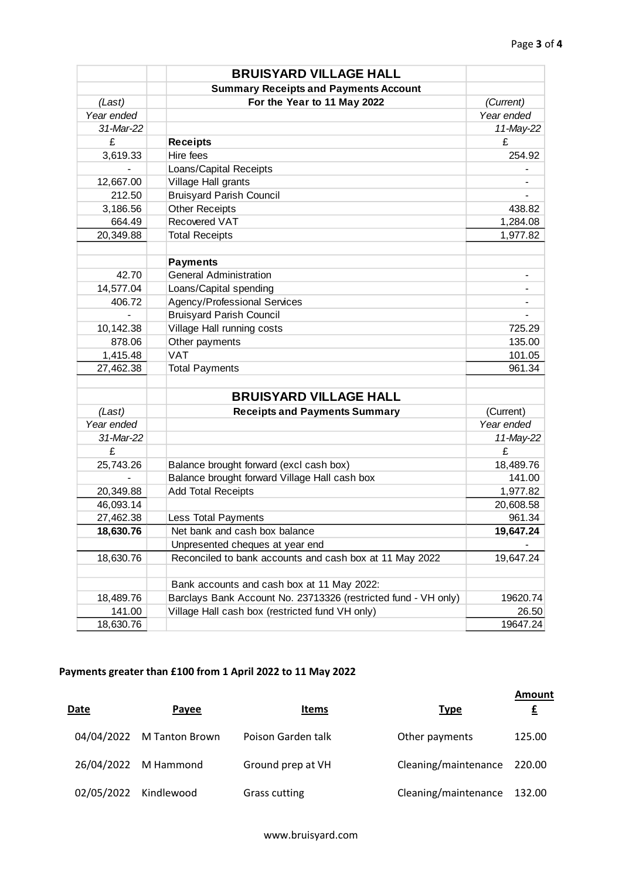| (Last) | | BRUISYARD VILLAGE HALL | (Current) |
|---|---|---|---|
| | | **Summary Receipts and Payments Account** | |
| *(Last)* | | **For the Year to 11 May 2022** | *(Current)* |
| *Year ended* | | | *Year ended* |
| *31-Mar-22* | | | *11-May-22* |
| £ | | **Receipts** | £ |
| 3,619.33 | | Hire fees | 254.92 |
| - | | Loans/Capital Receipts | - |
| 12,667.00 | | Village Hall grants | - |
| 212.50 | | Bruisyard Parish Council | - |
| 3,186.56 | | Other Receipts | 438.82 |
| 664.49 | | Recovered VAT | 1,284.08 |
| 20,349.88 | | Total Receipts | 1,977.82 |
| | | | |
| | | **Payments** | |
| 42.70 | | General Administration | - |
| 14,577.04 | | Loans/Capital spending | - |
| 406.72 | | Agency/Professional Services | - |
| - | | Bruisyard Parish Council | - |
| 10,142.38 | | Village Hall running costs | 725.29 |
| 878.06 | | Other payments | 135.00 |
| 1,415.48 | | VAT | 101.05 |
| 27,462.38 | | Total Payments | 961.34 |

| (Last) | | BRUISYARD VILLAGE HALL | (Current) |
|---|---|---|---|
| *(Last)* | | **Receipts and Payments Summary** | (Current) |
| *Year ended* | | | *Year ended* |
| *31-Mar-22* | | | *11-May-22* |
| £ | | | £ |
| 25,743.26 | | Balance brought forward (excl cash box) | 18,489.76 |
| - | | Balance brought forward Village Hall cash box | 141.00 |
| 20,349.88 | | Add Total Receipts | 1,977.82 |
| 46,093.14 | | | 20,608.58 |
| 27,462.38 | | Less Total Payments | 961.34 |
| **18,630.76** | | Net bank and cash box balance | **19,647.24** |
| | | Unpresented cheques at year end | - |
| 18,630.76 | | Reconciled to bank accounts and cash box at 11 May 2022 | 19,647.24 |
| | | | |
| | | Bank accounts and cash box at 11 May 2022: | |
| 18,489.76 | | Barclays Bank Account No. 23713326 (restricted fund - VH only) | 19620.74 |
| 141.00 | | Village Hall cash box (restricted fund VH only) | 26.50 |
| 18,630.76 | | | 19647.24 |

**Payments greater than £100 from 1 April 2022 to 11 May 2022**

| Date | Payee | Items | Type | Amount £ |
|---|---|---|---|---|
| 04/04/2022 | M Tanton Brown | Poison Garden talk | Other payments | 125.00 |
| 26/04/2022 | M Hammond | Ground prep at VH | Cleaning/maintenance | 220.00 |
| 02/05/2022 | Kindlewood | Grass cutting | Cleaning/maintenance | 132.00 |

www.bruisyard.com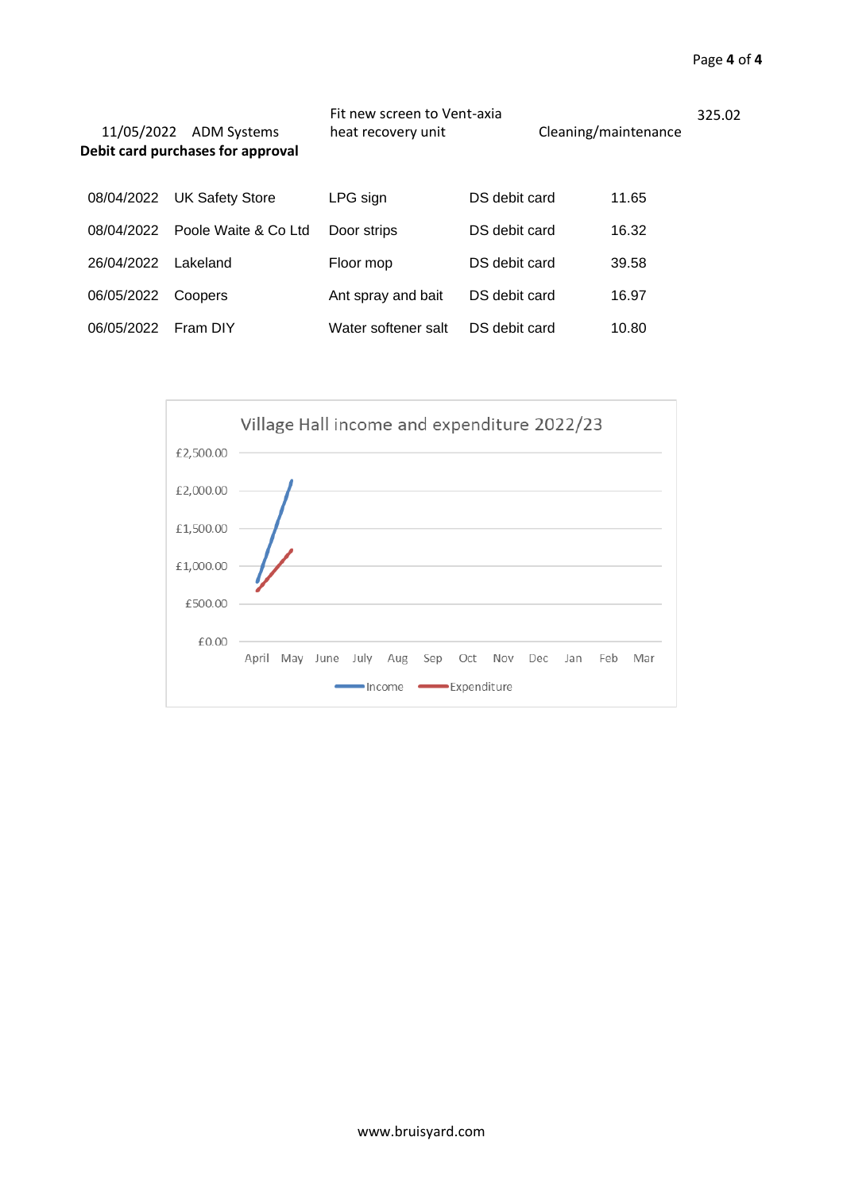| | | | | |
|---|---|---|---|---|
| 11/05/2022 | ADM Systems | Fit new screen to Vent-axia heat recovery unit | Cleaning/maintenance | 325.02 |

**Debit card purchases for approval**

| | | | | |
|---|---|---|---|---|
| 08/04/2022 | UK Safety Store | LPG sign | DS debit card | 11.65 |
| 08/04/2022 | Poole Waite & Co Ltd | Door strips | DS debit card | 16.32 |
| 26/04/2022 | Lakeland | Floor mop | DS debit card | 39.58 |
| 06/05/2022 | Coopers | Ant spray and bait | DS debit card | 16.97 |
| 06/05/2022 | Fram DIY | Water softener salt | DS debit card | 10.80 |

Village Hall income and expenditure 2022/23

£2,500.00
£2,000.00
£1,500.00
£1,000.00
£500.00
£0.00

April May June July Aug Sep Oct Nov Dec Jan Feb Mar

Income Expenditure

www.bruisyard.com